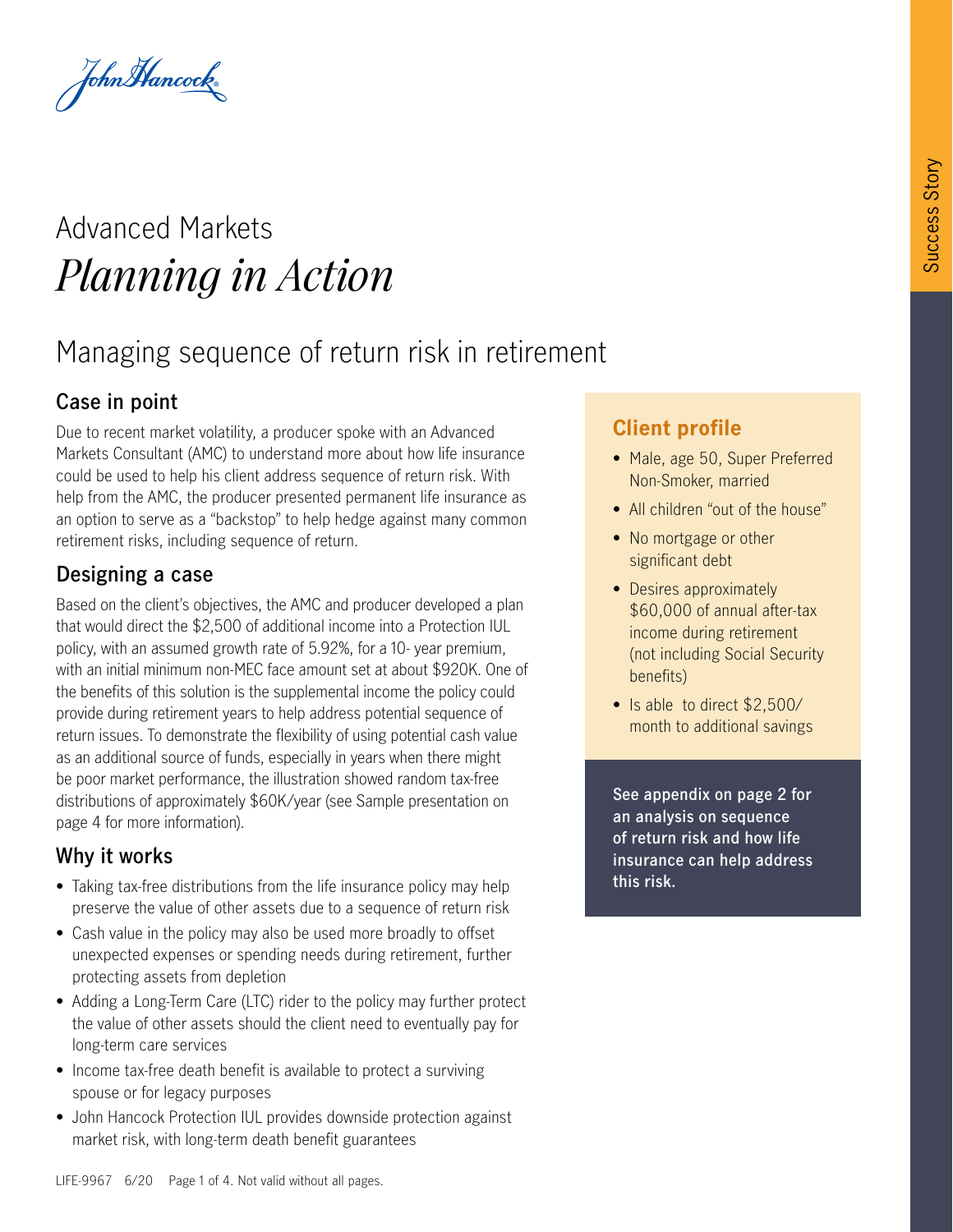John Hancock

# Advanced Markets
# *Planning in Action*

## Managing sequence of return risk in retirement

### Case in point

Due to recent market volatility, a producer spoke with an Advanced Markets Consultant (AMC) to understand more about how life insurance could be used to help his client address sequence of return risk. With help from the AMC, the producer presented permanent life insurance as an option to serve as a "backstop" to help hedge against many common retirement risks, including sequence of return.

### Designing a case

Based on the client's objectives, the AMC and producer developed a plan that would direct the $2,500 of additional income into a Protection IUL policy, with an assumed growth rate of 5.92%, for a 10- year premium, with an initial minimum non-MEC face amount set at about $920K. One of the benefits of this solution is the supplemental income the policy could provide during retirement years to help address potential sequence of return issues. To demonstrate the flexibility of using potential cash value as an additional source of funds, especially in years when there might be poor market performance, the illustration showed random tax-free distributions of approximately $60K/year (see Sample presentation on page 4 for more information).

### Why it works

- Taking tax-free distributions from the life insurance policy may help preserve the value of other assets due to a sequence of return risk
- Cash value in the policy may also be used more broadly to offset unexpected expenses or spending needs during retirement, further protecting assets from depletion
- Adding a Long-Term Care (LTC) rider to the policy may further protect the value of other assets should the client need to eventually pay for long-term care services
- Income tax-free death benefit is available to protect a surviving spouse or for legacy purposes
- John Hancock Protection IUL provides downside protection against market risk, with long-term death benefit guarantees

### Client profile

- Male, age 50, Super Preferred Non-Smoker, married
- All children "out of the house"
- No mortgage or other significant debt
- Desires approximately $60,000 of annual after-tax income during retirement (not including Social Security benefits)
- Is able to direct $2,500/month to additional savings

**See appendix on page 2 for an analysis on sequence of return risk and how life insurance can help address this risk.**

Success Story

LIFE-9967 6/20 Not valid without all pages.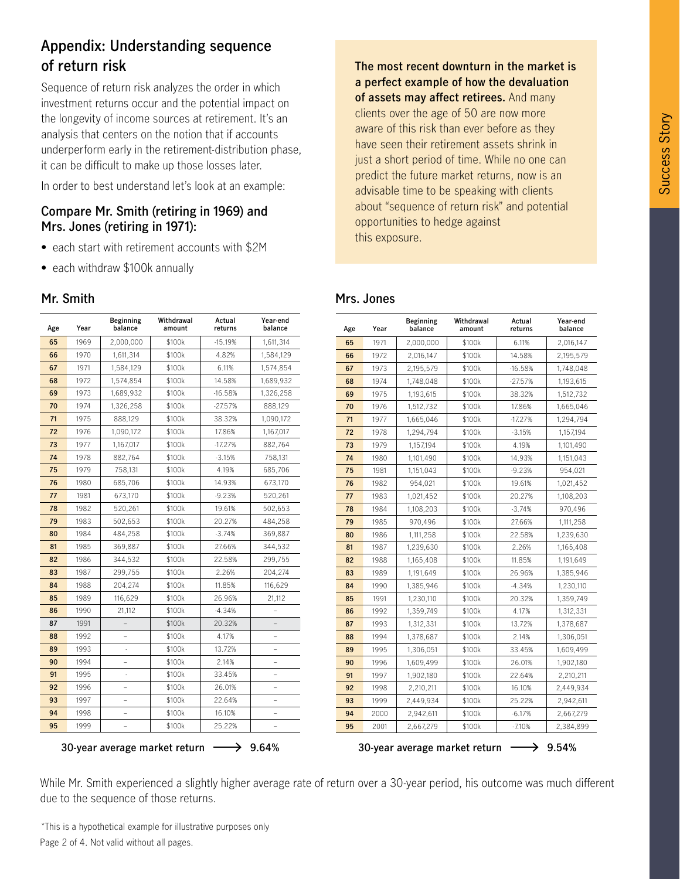## Appendix: Understanding sequence of return risk

Sequence of return risk analyzes the order in which investment returns occur and the potential impact on the longevity of income sources at retirement. It's an analysis that centers on the notion that if accounts underperform early in the retirement-distribution phase, it can be difficult to make up those losses later.

In order to best understand let's look at an example:

### Compare Mr. Smith (retiring in 1969) and Mrs. Jones (retiring in 1971):

- each start with retirement accounts with $2M
- each withdraw $100k annually

**The most recent downturn in the market is a perfect example of how the devaluation of assets may affect retirees.** And many clients over the age of 50 are now more aware of this risk than ever before as they have seen their retirement assets shrink in just a short period of time. While no one can predict the future market returns, now is an advisable time to be speaking with clients about "sequence of return risk" and potential opportunities to hedge against this exposure.

### Mr. Smith

| Age | Year | Beginning balance | Withdrawal amount | Actual returns | Year-end balance |
|---|---|---|---|---|---|
| 65 | 1969 | 2,000,000 | $100k | -15.19% | 1,611,314 |
| 66 | 1970 | 1,611,314 | $100k | 4.82% | 1,584,129 |
| 67 | 1971 | 1,584,129 | $100k | 6.11% | 1,574,854 |
| 68 | 1972 | 1,574,854 | $100k | 14.58% | 1,689,932 |
| 69 | 1973 | 1,689,932 | $100k | -16.58% | 1,326,258 |
| 70 | 1974 | 1,326,258 | $100k | -27.57% | 888,129 |
| 71 | 1975 | 888,129 | $100k | 38.32% | 1,090,172 |
| 72 | 1976 | 1,090,172 | $100k | 17.86% | 1,167,017 |
| 73 | 1977 | 1,167,017 | $100k | -17.27% | 882,764 |
| 74 | 1978 | 882,764 | $100k | -3.15% | 758,131 |
| 75 | 1979 | 758,131 | $100k | 4.19% | 685,706 |
| 76 | 1980 | 685,706 | $100k | 14.93% | 673,170 |
| 77 | 1981 | 673,170 | $100k | -9.23% | 520,261 |
| 78 | 1982 | 520,261 | $100k | 19.61% | 502,653 |
| 79 | 1983 | 502,653 | $100k | 20.27% | 484,258 |
| 80 | 1984 | 484,258 | $100k | -3.74% | 369,887 |
| 81 | 1985 | 369,887 | $100k | 27.66% | 344,532 |
| 82 | 1986 | 344,532 | $100k | 22.58% | 299,755 |
| 83 | 1987 | 299,755 | $100k | 2.26% | 204,274 |
| 84 | 1988 | 204,274 | $100k | 11.85% | 116,629 |
| 85 | 1989 | 116,629 | $100k | 26.96% | 21,112 |
| 86 | 1990 | 21,112 | $100k | -4.34% | – |
| 87 | 1991 | – | $100k | 20.32% | – |
| 88 | 1992 | – | $100k | 4.17% | – |
| 89 | 1993 | – | $100k | 13.72% | – |
| 90 | 1994 | – | $100k | 2.14% | – |
| 91 | 1995 | – | $100k | 33.45% | – |
| 92 | 1996 | – | $100k | 26.01% | – |
| 93 | 1997 | – | $100k | 22.64% | – |
| 94 | 1998 | – | $100k | 16.10% | – |
| 95 | 1999 | – | $100k | 25.22% | – |

**30-year average market return ⟶ 9.64%**

### Mrs. Jones

| Age | Year | Beginning balance | Withdrawal amount | Actual returns | Year-end balance |
|---|---|---|---|---|---|
| 65 | 1971 | 2,000,000 | $100k | 6.11% | 2,016,147 |
| 66 | 1972 | 2,016,147 | $100k | 14.58% | 2,195,579 |
| 67 | 1973 | 2,195,579 | $100k | -16.58% | 1,748,048 |
| 68 | 1974 | 1,748,048 | $100k | -27.57% | 1,193,615 |
| 69 | 1975 | 1,193,615 | $100k | 38.32% | 1,512,732 |
| 70 | 1976 | 1,512,732 | $100k | 17.86% | 1,665,046 |
| 71 | 1977 | 1,665,046 | $100k | -17.27% | 1,294,794 |
| 72 | 1978 | 1,294,794 | $100k | -3.15% | 1,157,194 |
| 73 | 1979 | 1,157,194 | $100k | 4.19% | 1,101,490 |
| 74 | 1980 | 1,101,490 | $100k | 14.93% | 1,151,043 |
| 75 | 1981 | 1,151,043 | $100k | -9.23% | 954,021 |
| 76 | 1982 | 954,021 | $100k | 19.61% | 1,021,452 |
| 77 | 1983 | 1,021,452 | $100k | 20.27% | 1,108,203 |
| 78 | 1984 | 1,108,203 | $100k | -3.74% | 970,496 |
| 79 | 1985 | 970,496 | $100k | 27.66% | 1,111,258 |
| 80 | 1986 | 1,111,258 | $100k | 22.58% | 1,239,630 |
| 81 | 1987 | 1,239,630 | $100k | 2.26% | 1,165,408 |
| 82 | 1988 | 1,165,408 | $100k | 11.85% | 1,191,649 |
| 83 | 1989 | 1,191,649 | $100k | 26.96% | 1,385,946 |
| 84 | 1990 | 1,385,946 | $100k | -4.34% | 1,230,110 |
| 85 | 1991 | 1,230,110 | $100k | 20.32% | 1,359,749 |
| 86 | 1992 | 1,359,749 | $100k | 4.17% | 1,312,331 |
| 87 | 1993 | 1,312,331 | $100k | 13.72% | 1,378,687 |
| 88 | 1994 | 1,378,687 | $100k | 2.14% | 1,306,051 |
| 89 | 1995 | 1,306,051 | $100k | 33.45% | 1,609,499 |
| 90 | 1996 | 1,609,499 | $100k | 26.01% | 1,902,180 |
| 91 | 1997 | 1,902,180 | $100k | 22.64% | 2,210,211 |
| 92 | 1998 | 2,210,211 | $100k | 16.10% | 2,449,934 |
| 93 | 1999 | 2,449,934 | $100k | 25.22% | 2,942,611 |
| 94 | 2000 | 2,942,611 | $100k | -6.17% | 2,667,279 |
| 95 | 2001 | 2,667,279 | $100k | -7.10% | 2,384,899 |

**30-year average market return ⟶ 9.54%**

While Mr. Smith experienced a slightly higher average rate of return over a 30-year period, his outcome was much different due to the sequence of those returns.

*This is a hypothetical example for illustrative purposes only

Not valid without all pages.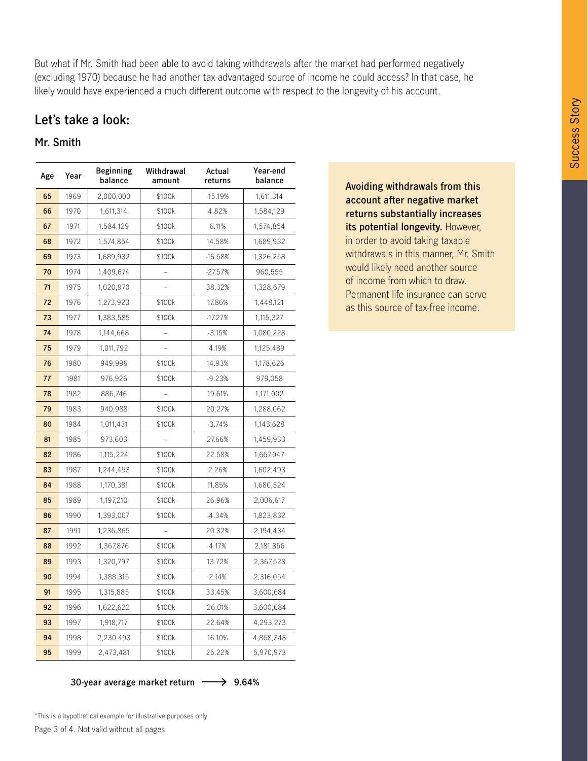But what if Mr. Smith had been able to avoid taking withdrawals after the market had performed negatively (excluding 1970) because he had another tax-advantaged source of income he could access? In that case, he likely would have experienced a much different outcome with respect to the longevity of his account.

## Let's take a look:

### Mr. Smith

| Age | Year | Beginning balance | Withdrawal amount | Actual returns | Year-end balance |
|---|---|---|---|---|---|
| **65** | 1969 | 2,000,000 | $100k | -15.19% | 1,611,314 |
| **66** | 1970 | 1,611,314 | $100k | 4.82% | 1,584,129 |
| **67** | 1971 | 1,584,129 | $100k | 6.11% | 1,574,854 |
| **68** | 1972 | 1,574,854 | $100k | 14.58% | 1,689,932 |
| **69** | 1973 | 1,689,932 | $100k | -16.58% | 1,326,258 |
| **70** | 1974 | 1,409,674 | – | -27.57% | 960,555 |
| **71** | 1975 | 1,020,970 | – | 38.32% | 1,328,679 |
| **72** | 1976 | 1,273,923 | $100k | 17.86% | 1,448,121 |
| **73** | 1977 | 1,383,585 | $100k | -17.27% | 1,115,327 |
| **74** | 1978 | 1,144,668 | – | -3.15% | 1,080,228 |
| **75** | 1979 | 1,011,792 | – | 4.19% | 1,125,489 |
| **76** | 1980 | 949,996 | $100k | 14.93% | 1,178,626 |
| **77** | 1981 | 976,926 | $100k | -9.23% | 979,058 |
| **78** | 1982 | 886,746 | – | 19.61% | 1,171,002 |
| **79** | 1983 | 940,988 | $100k | 20.27% | 1,288,062 |
| **80** | 1984 | 1,011,431 | $100k | -3.74% | 1,143,628 |
| **81** | 1985 | 973,603 | – | 27.66% | 1,459,933 |
| **82** | 1986 | 1,115,224 | $100k | 22.58% | 1,667,047 |
| **83** | 1987 | 1,244,493 | $100k | 2.26% | 1,602,493 |
| **84** | 1988 | 1,170,381 | $100k | 11.85% | 1,680,524 |
| **85** | 1989 | 1,197,210 | $100k | 26.96% | 2,006,617 |
| **86** | 1990 | 1,393,007 | $100k | -4.34% | 1,823,832 |
| **87** | 1991 | 1,236,865 | – | 20.32% | 2,194,434 |
| **88** | 1992 | 1,367,876 | $100k | 4.17% | 2,181,856 |
| **89** | 1993 | 1,320,797 | $100k | 13.72% | 2,367,528 |
| **90** | 1994 | 1,388,315 | $100k | 2.14% | 2,316,054 |
| **91** | 1995 | 1,315,885 | $100k | 33.45% | 3,600,684 |
| **92** | 1996 | 1,622,622 | $100k | 26.01% | 3,600,684 |
| **93** | 1997 | 1,918,717 | $100k | 22.64% | 4,293,273 |
| **94** | 1998 | 2,230,493 | $100k | 16.10% | 4,868,348 |
| **95** | 1999 | 2,473,481 | $100k | 25.22% | 5,970,973 |

**30-year average market return ⟶ 9.64%**

**Avoiding withdrawals from this account after negative market returns substantially increases its potential longevity.** However, in order to avoid taking taxable withdrawals in this manner, Mr. Smith would likely need another source of income from which to draw. Permanent life insurance can serve as this source of tax-free income.

*This is a hypothetical example for illustrative purposes only

Not valid without all pages.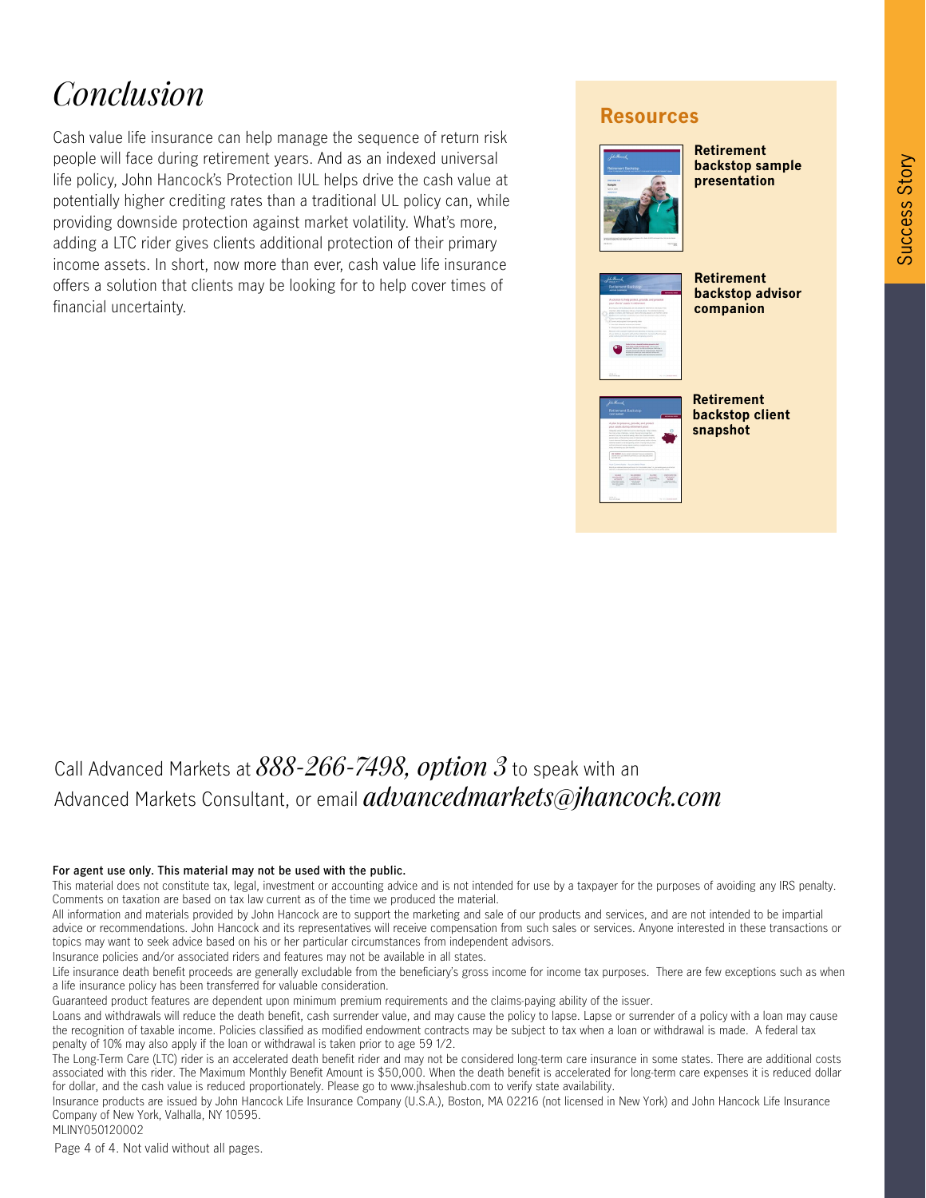# *Conclusion*

Cash value life insurance can help manage the sequence of return risk people will face during retirement years. And as an indexed universal life policy, John Hancock's Protection IUL helps drive the cash value at potentially higher crediting rates than a traditional UL policy can, while providing downside protection against market volatility. What's more, adding a LTC rider gives clients additional protection of their primary income assets. In short, now more than ever, cash value life insurance offers a solution that clients may be looking for to help cover times of financial uncertainty.

## Resources

**Retirement backstop sample presentation**

**Retirement backstop advisor companion**

**Retirement backstop client snapshot**

Call Advanced Markets at *888-266-7498, option 3* to speak with an Advanced Markets Consultant, or email *advancedmarkets@jhancock.com*

**For agent use only. This material may not be used with the public.**

This material does not constitute tax, legal, investment or accounting advice and is not intended for use by a taxpayer for the purposes of avoiding any IRS penalty. Comments on taxation are based on tax law current as of the time we produced the material.

All information and materials provided by John Hancock are to support the marketing and sale of our products and services, and are not intended to be impartial advice or recommendations. John Hancock and its representatives will receive compensation from such sales or services. Anyone interested in these transactions or topics may want to seek advice based on his or her particular circumstances from independent advisors.

Insurance policies and/or associated riders and features may not be available in all states.

Life insurance death benefit proceeds are generally excludable from the beneficiary's gross income for income tax purposes. There are few exceptions such as when a life insurance policy has been transferred for valuable consideration.

Guaranteed product features are dependent upon minimum premium requirements and the claims-paying ability of the issuer.

Loans and withdrawals will reduce the death benefit, cash surrender value, and may cause the policy to lapse. Lapse or surrender of a policy with a loan may cause the recognition of taxable income. Policies classified as modified endowment contracts may be subject to tax when a loan or withdrawal is made. A federal tax penalty of 10% may also apply if the loan or withdrawal is taken prior to age 59 1/2.

The Long-Term Care (LTC) rider is an accelerated death benefit rider and may not be considered long-term care insurance in some states. There are additional costs associated with this rider. The Maximum Monthly Benefit Amount is $50,000. When the death benefit is accelerated for long-term care expenses it is reduced dollar for dollar, and the cash value is reduced proportionately. Please go to www.jhsaleshub.com to verify state availability.

Insurance products are issued by John Hancock Life Insurance Company (U.S.A.), Boston, MA 02216 (not licensed in New York) and John Hancock Life Insurance Company of New York, Valhalla, NY 10595.

MLINY050120002

Not valid without all pages.